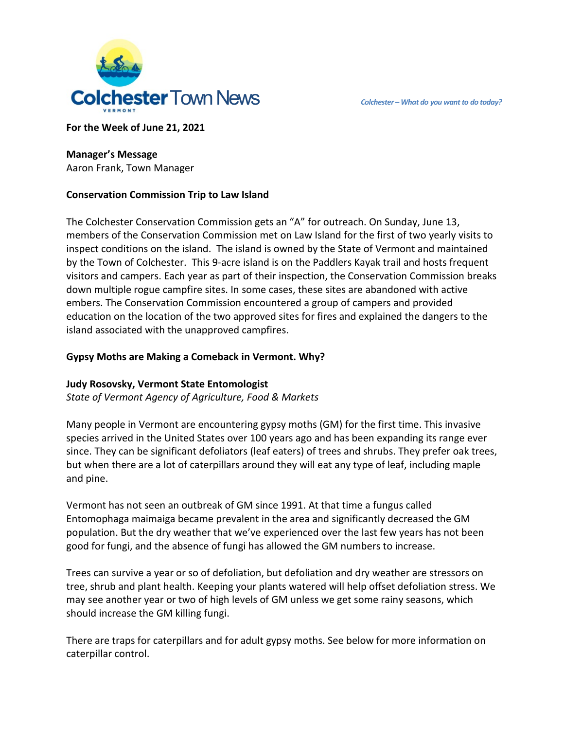# Colchester Town News

*Colchester – What do you want to do today?*

**For the Week of June 21, 2021**

**Manager's Message**
Aaron Frank, Town Manager

## Conservation Commission Trip to Law Island

The Colchester Conservation Commission gets an "A" for outreach. On Sunday, June 13, members of the Conservation Commission met on Law Island for the first of two yearly visits to inspect conditions on the island. The island is owned by the State of Vermont and maintained by the Town of Colchester. This 9-acre island is on the Paddlers Kayak trail and hosts frequent visitors and campers. Each year as part of their inspection, the Conservation Commission breaks down multiple rogue campfire sites. In some cases, these sites are abandoned with active embers. The Conservation Commission encountered a group of campers and provided education on the location of the two approved sites for fires and explained the dangers to the island associated with the unapproved campfires.

## Gypsy Moths are Making a Comeback in Vermont. Why?

**Judy Rosovsky, Vermont State Entomologist**
*State of Vermont Agency of Agriculture, Food & Markets*

Many people in Vermont are encountering gypsy moths (GM) for the first time. This invasive species arrived in the United States over 100 years ago and has been expanding its range ever since. They can be significant defoliators (leaf eaters) of trees and shrubs. They prefer oak trees, but when there are a lot of caterpillars around they will eat any type of leaf, including maple and pine.

Vermont has not seen an outbreak of GM since 1991. At that time a fungus called Entomophaga maimaiga became prevalent in the area and significantly decreased the GM population. But the dry weather that we've experienced over the last few years has not been good for fungi, and the absence of fungi has allowed the GM numbers to increase.

Trees can survive a year or so of defoliation, but defoliation and dry weather are stressors on tree, shrub and plant health. Keeping your plants watered will help offset defoliation stress. We may see another year or two of high levels of GM unless we get some rainy seasons, which should increase the GM killing fungi.

There are traps for caterpillars and for adult gypsy moths. See below for more information on caterpillar control.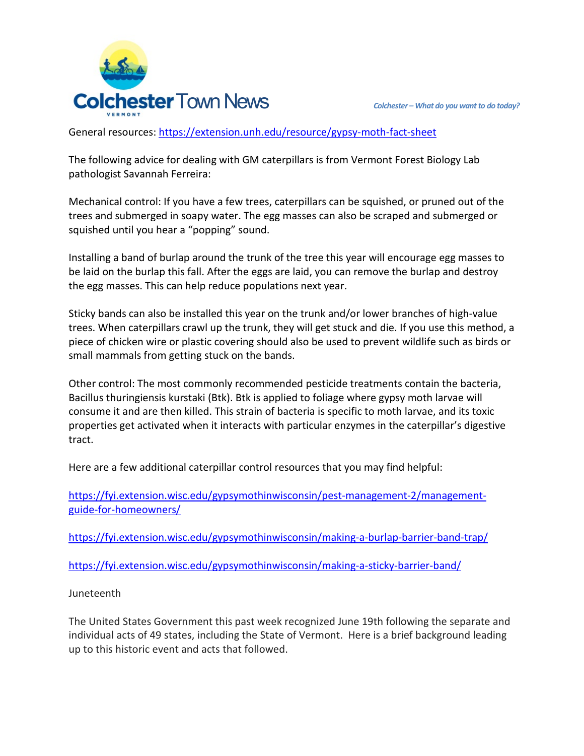General resources: [https://extension.unh.edu/resource/gypsy-moth-fact-sheet](https://extension.unh.edu/resource/gypsy-moth-fact-sheet)

The following advice for dealing with GM caterpillars is from Vermont Forest Biology Lab pathologist Savannah Ferreira:

Mechanical control: If you have a few trees, caterpillars can be squished, or pruned out of the trees and submerged in soapy water. The egg masses can also be scraped and submerged or squished until you hear a "popping" sound.

Installing a band of burlap around the trunk of the tree this year will encourage egg masses to be laid on the burlap this fall. After the eggs are laid, you can remove the burlap and destroy the egg masses. This can help reduce populations next year.

Sticky bands can also be installed this year on the trunk and/or lower branches of high-value trees. When caterpillars crawl up the trunk, they will get stuck and die. If you use this method, a piece of chicken wire or plastic covering should also be used to prevent wildlife such as birds or small mammals from getting stuck on the bands.

Other control: The most commonly recommended pesticide treatments contain the bacteria, Bacillus thuringiensis kurstaki (Btk). Btk is applied to foliage where gypsy moth larvae will consume it and are then killed. This strain of bacteria is specific to moth larvae, and its toxic properties get activated when it interacts with particular enzymes in the caterpillar's digestive tract.

Here are a few additional caterpillar control resources that you may find helpful:

[https://fyi.extension.wisc.edu/gypsymothinwisconsin/pest-management-2/management-guide-for-homeowners/](https://fyi.extension.wisc.edu/gypsymothinwisconsin/pest-management-2/management-guide-for-homeowners/)

[https://fyi.extension.wisc.edu/gypsymothinwisconsin/making-a-burlap-barrier-band-trap/](https://fyi.extension.wisc.edu/gypsymothinwisconsin/making-a-burlap-barrier-band-trap/)

[https://fyi.extension.wisc.edu/gypsymothinwisconsin/making-a-sticky-barrier-band/](https://fyi.extension.wisc.edu/gypsymothinwisconsin/making-a-sticky-barrier-band/)

## Juneteenth

The United States Government this past week recognized June 19th following the separate and individual acts of 49 states, including the State of Vermont. Here is a brief background leading up to this historic event and acts that followed.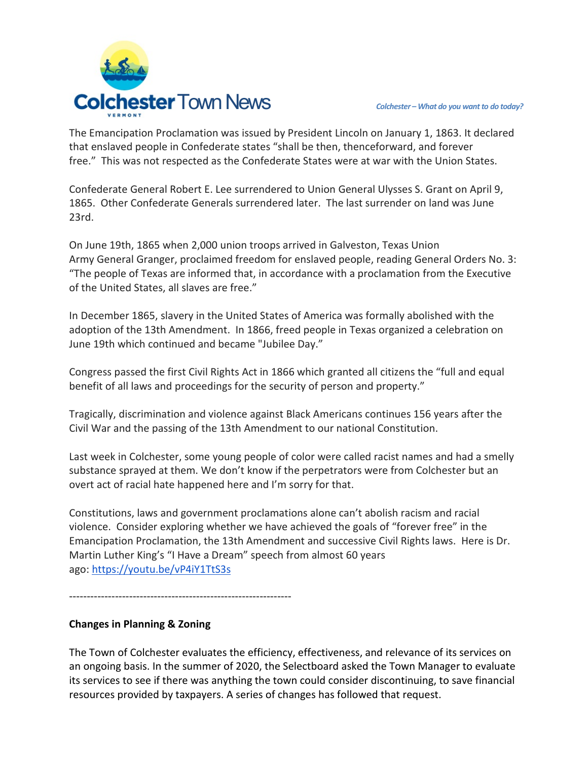The Emancipation Proclamation was issued by President Lincoln on January 1, 1863. It declared that enslaved people in Confederate states "shall be then, thenceforward, and forever free." This was not respected as the Confederate States were at war with the Union States.

Confederate General Robert E. Lee surrendered to Union General Ulysses S. Grant on April 9, 1865. Other Confederate Generals surrendered later. The last surrender on land was June 23rd.

On June 19th, 1865 when 2,000 union troops arrived in Galveston, Texas Union Army General Granger, proclaimed freedom for enslaved people, reading General Orders No. 3: "The people of Texas are informed that, in accordance with a proclamation from the Executive of the United States, all slaves are free."

In December 1865, slavery in the United States of America was formally abolished with the adoption of the 13th Amendment. In 1866, freed people in Texas organized a celebration on June 19th which continued and became "Jubilee Day."

Congress passed the first Civil Rights Act in 1866 which granted all citizens the "full and equal benefit of all laws and proceedings for the security of person and property."

Tragically, discrimination and violence against Black Americans continues 156 years after the Civil War and the passing of the 13th Amendment to our national Constitution.

Last week in Colchester, some young people of color were called racist names and had a smelly substance sprayed at them. We don't know if the perpetrators were from Colchester but an overt act of racial hate happened here and I'm sorry for that.

Constitutions, laws and government proclamations alone can't abolish racism and racial violence. Consider exploring whether we have achieved the goals of "forever free" in the Emancipation Proclamation, the 13th Amendment and successive Civil Rights laws. Here is Dr. Martin Luther King's "I Have a Dream" speech from almost 60 years ago: https://youtu.be/vP4iY1TtS3s

---

**Changes in Planning & Zoning**

The Town of Colchester evaluates the efficiency, effectiveness, and relevance of its services on an ongoing basis. In the summer of 2020, the Selectboard asked the Town Manager to evaluate its services to see if there was anything the town could consider discontinuing, to save financial resources provided by taxpayers. A series of changes has followed that request.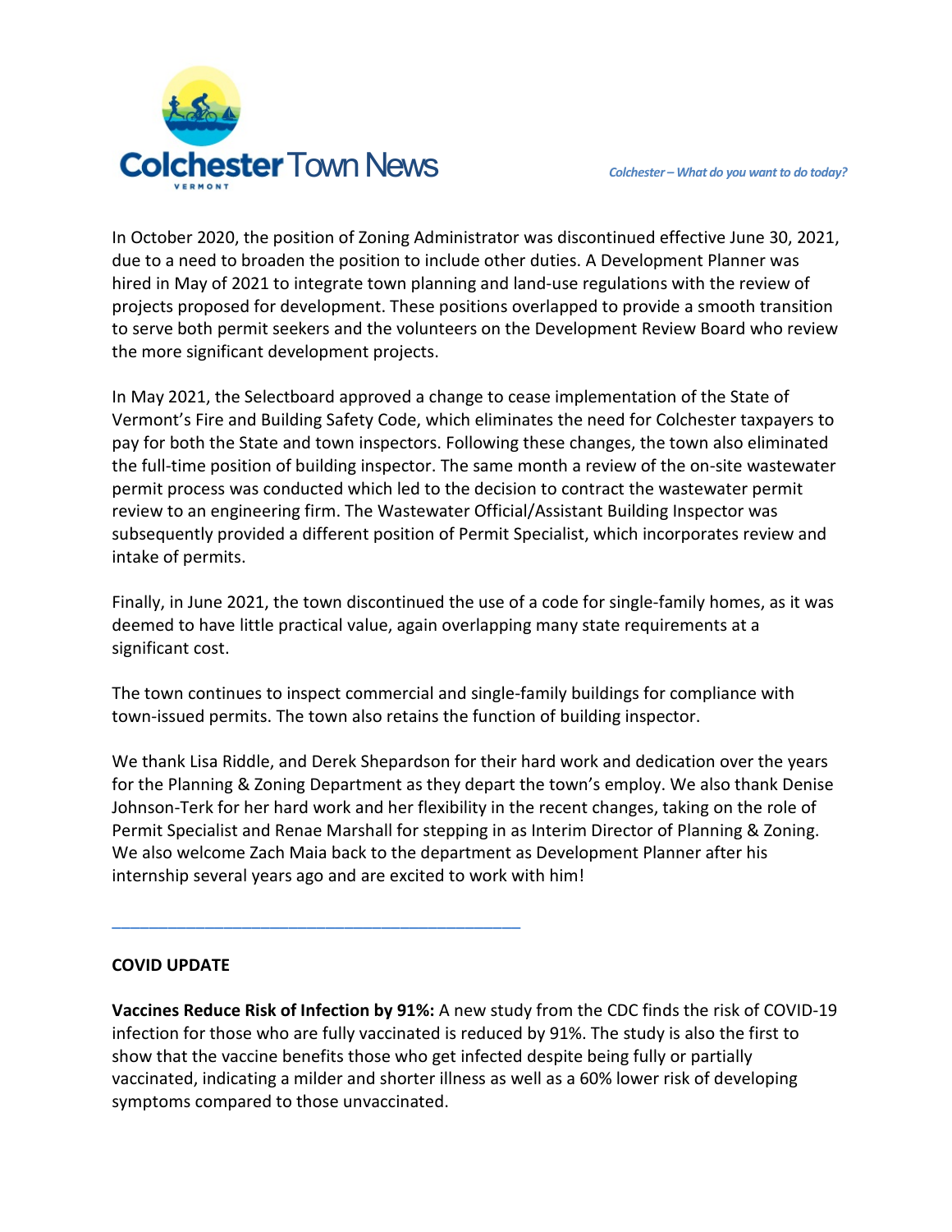In October 2020, the position of Zoning Administrator was discontinued effective June 30, 2021, due to a need to broaden the position to include other duties. A Development Planner was hired in May of 2021 to integrate town planning and land-use regulations with the review of projects proposed for development. These positions overlapped to provide a smooth transition to serve both permit seekers and the volunteers on the Development Review Board who review the more significant development projects.

In May 2021, the Selectboard approved a change to cease implementation of the State of Vermont's Fire and Building Safety Code, which eliminates the need for Colchester taxpayers to pay for both the State and town inspectors. Following these changes, the town also eliminated the full-time position of building inspector. The same month a review of the on-site wastewater permit process was conducted which led to the decision to contract the wastewater permit review to an engineering firm. The Wastewater Official/Assistant Building Inspector was subsequently provided a different position of Permit Specialist, which incorporates review and intake of permits.

Finally, in June 2021, the town discontinued the use of a code for single-family homes, as it was deemed to have little practical value, again overlapping many state requirements at a significant cost.

The town continues to inspect commercial and single-family buildings for compliance with town-issued permits. The town also retains the function of building inspector.

We thank Lisa Riddle, and Derek Shepardson for their hard work and dedication over the years for the Planning & Zoning Department as they depart the town's employ. We also thank Denise Johnson-Terk for her hard work and her flexibility in the recent changes, taking on the role of Permit Specialist and Renae Marshall for stepping in as Interim Director of Planning & Zoning. We also welcome Zach Maia back to the department as Development Planner after his internship several years ago and are excited to work with him!

---

**COVID UPDATE**

**Vaccines Reduce Risk of Infection by 91%:** A new study from the CDC finds the risk of COVID-19 infection for those who are fully vaccinated is reduced by 91%. The study is also the first to show that the vaccine benefits those who get infected despite being fully or partially vaccinated, indicating a milder and shorter illness as well as a 60% lower risk of developing symptoms compared to those unvaccinated.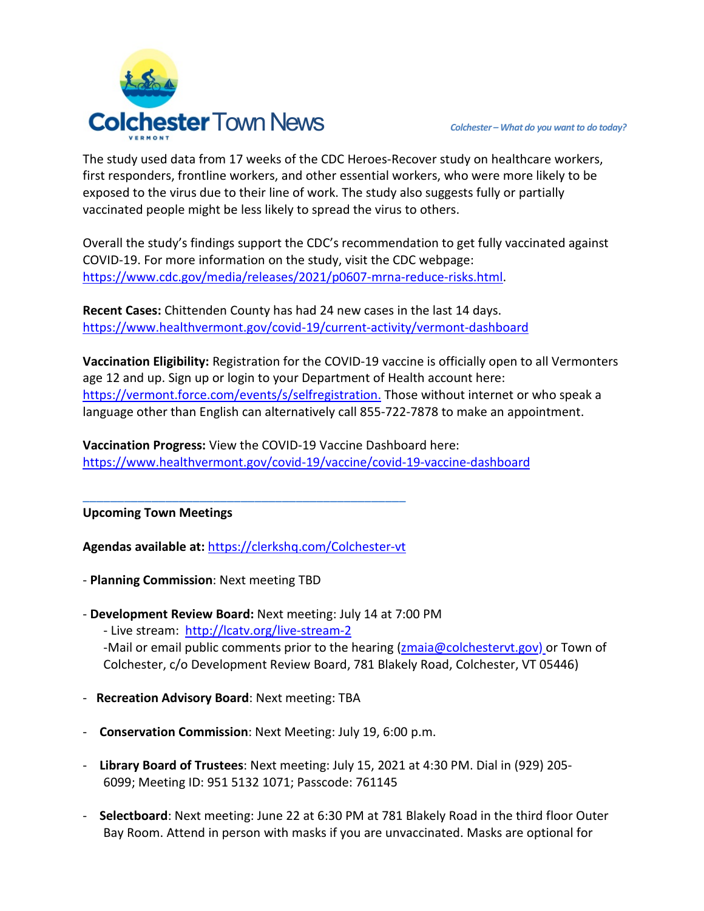The study used data from 17 weeks of the CDC Heroes-Recover study on healthcare workers, first responders, frontline workers, and other essential workers, who were more likely to be exposed to the virus due to their line of work. The study also suggests fully or partially vaccinated people might be less likely to spread the virus to others.

Overall the study's findings support the CDC's recommendation to get fully vaccinated against COVID-19. For more information on the study, visit the CDC webpage: https://www.cdc.gov/media/releases/2021/p0607-mrna-reduce-risks.html.

**Recent Cases:** Chittenden County has had 24 new cases in the last 14 days. https://www.healthvermont.gov/covid-19/current-activity/vermont-dashboard

**Vaccination Eligibility:** Registration for the COVID-19 vaccine is officially open to all Vermonters age 12 and up. Sign up or login to your Department of Health account here: https://vermont.force.com/events/s/selfregistration. Those without internet or who speak a language other than English can alternatively call 855-722-7878 to make an appointment.

**Vaccination Progress:** View the COVID-19 Vaccine Dashboard here: https://www.healthvermont.gov/covid-19/vaccine/covid-19-vaccine-dashboard

---

**Upcoming Town Meetings**

**Agendas available at:** https://clerkshq.com/Colchester-vt

- **Planning Commission**: Next meeting TBD
- **Development Review Board:** Next meeting: July 14 at 7:00 PM
  - Live stream: http://lcatv.org/live-stream-2
  - Mail or email public comments prior to the hearing (zmaia@colchestervt.gov) or Town of Colchester, c/o Development Review Board, 781 Blakely Road, Colchester, VT 05446)
- **Recreation Advisory Board**: Next meeting: TBA
- **Conservation Commission**: Next Meeting: July 19, 6:00 p.m.
- **Library Board of Trustees**: Next meeting: July 15, 2021 at 4:30 PM. Dial in (929) 205-6099; Meeting ID: 951 5132 1071; Passcode: 761145
- **Selectboard**: Next meeting: June 22 at 6:30 PM at 781 Blakely Road in the third floor Outer Bay Room. Attend in person with masks if you are unvaccinated. Masks are optional for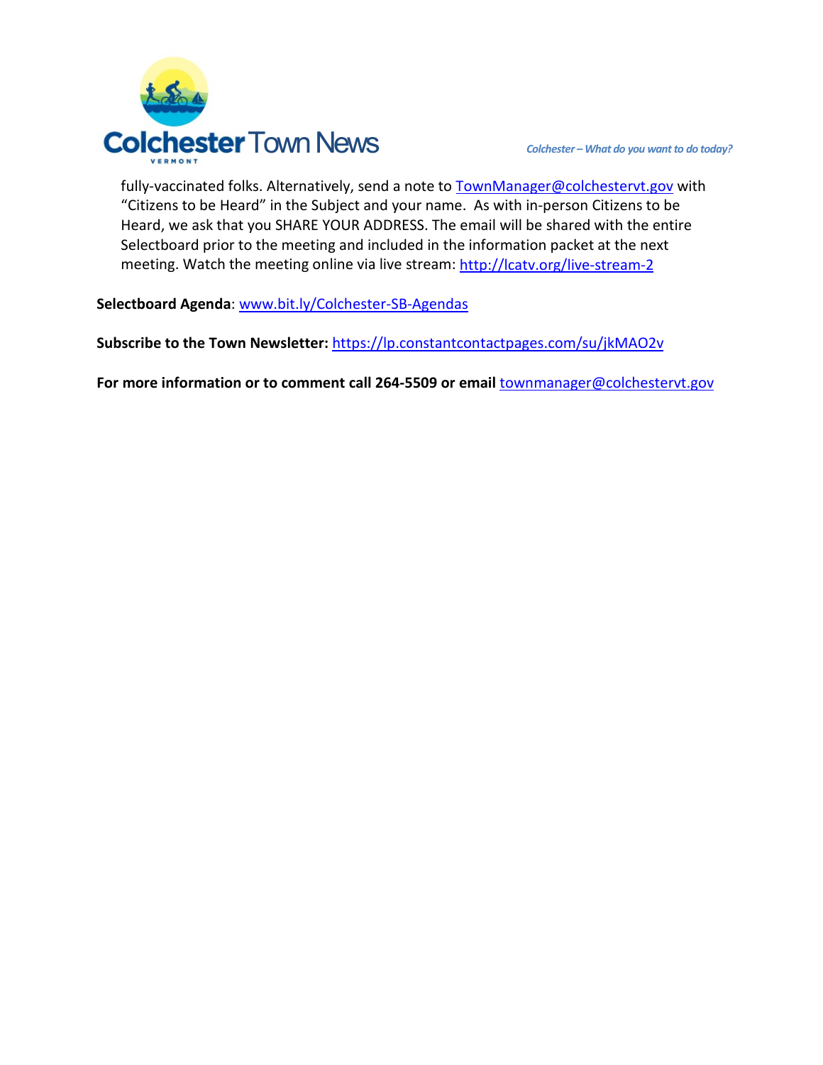fully-vaccinated folks. Alternatively, send a note to TownManager@colchestervt.gov with "Citizens to be Heard" in the Subject and your name. As with in-person Citizens to be Heard, we ask that you SHARE YOUR ADDRESS. The email will be shared with the entire Selectboard prior to the meeting and included in the information packet at the next meeting. Watch the meeting online via live stream: http://lcatv.org/live-stream-2

**Selectboard Agenda**: www.bit.ly/Colchester-SB-Agendas

**Subscribe to the Town Newsletter:** https://lp.constantcontactpages.com/su/jkMAO2v

**For more information or to comment call 264-5509 or email** townmanager@colchestervt.gov